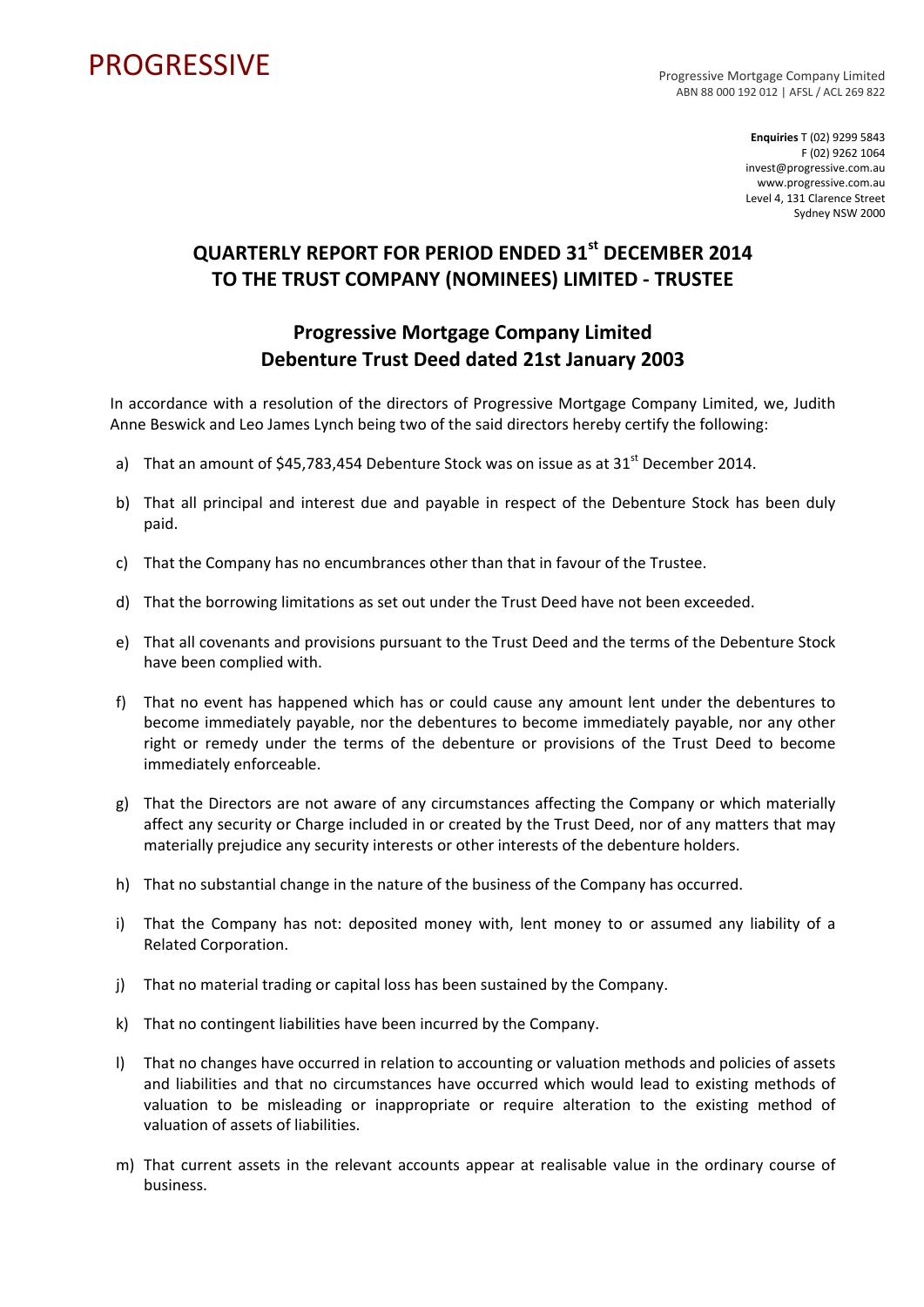PROGRESSIVE

Progressive Mortgage Company Limited
ABN 88 000 192 012 | AFSL / ACL 269 822

**Enquiries** T (02) 9299 5843
F (02) 9262 1064
invest@progressive.com.au
www.progressive.com.au
Level 4, 131 Clarence Street
Sydney NSW 2000

# QUARTERLY REPORT FOR PERIOD ENDED 31st DECEMBER 2014 TO THE TRUST COMPANY (NOMINEES) LIMITED - TRUSTEE

## Progressive Mortgage Company Limited
## Debenture Trust Deed dated 21st January 2003

In accordance with a resolution of the directors of Progressive Mortgage Company Limited, we, Judith Anne Beswick and Leo James Lynch being two of the said directors hereby certify the following:

a) That an amount of $45,783,454 Debenture Stock was on issue as at 31st December 2014.

b) That all principal and interest due and payable in respect of the Debenture Stock has been duly paid.

c) That the Company has no encumbrances other than that in favour of the Trustee.

d) That the borrowing limitations as set out under the Trust Deed have not been exceeded.

e) That all covenants and provisions pursuant to the Trust Deed and the terms of the Debenture Stock have been complied with.

f) That no event has happened which has or could cause any amount lent under the debentures to become immediately payable, nor the debentures to become immediately payable, nor any other right or remedy under the terms of the debenture or provisions of the Trust Deed to become immediately enforceable.

g) That the Directors are not aware of any circumstances affecting the Company or which materially affect any security or Charge included in or created by the Trust Deed, nor of any matters that may materially prejudice any security interests or other interests of the debenture holders.

h) That no substantial change in the nature of the business of the Company has occurred.

i) That the Company has not: deposited money with, lent money to or assumed any liability of a Related Corporation.

j) That no material trading or capital loss has been sustained by the Company.

k) That no contingent liabilities have been incurred by the Company.

l) That no changes have occurred in relation to accounting or valuation methods and policies of assets and liabilities and that no circumstances have occurred which would lead to existing methods of valuation to be misleading or inappropriate or require alteration to the existing method of valuation of assets of liabilities.

m) That current assets in the relevant accounts appear at realisable value in the ordinary course of business.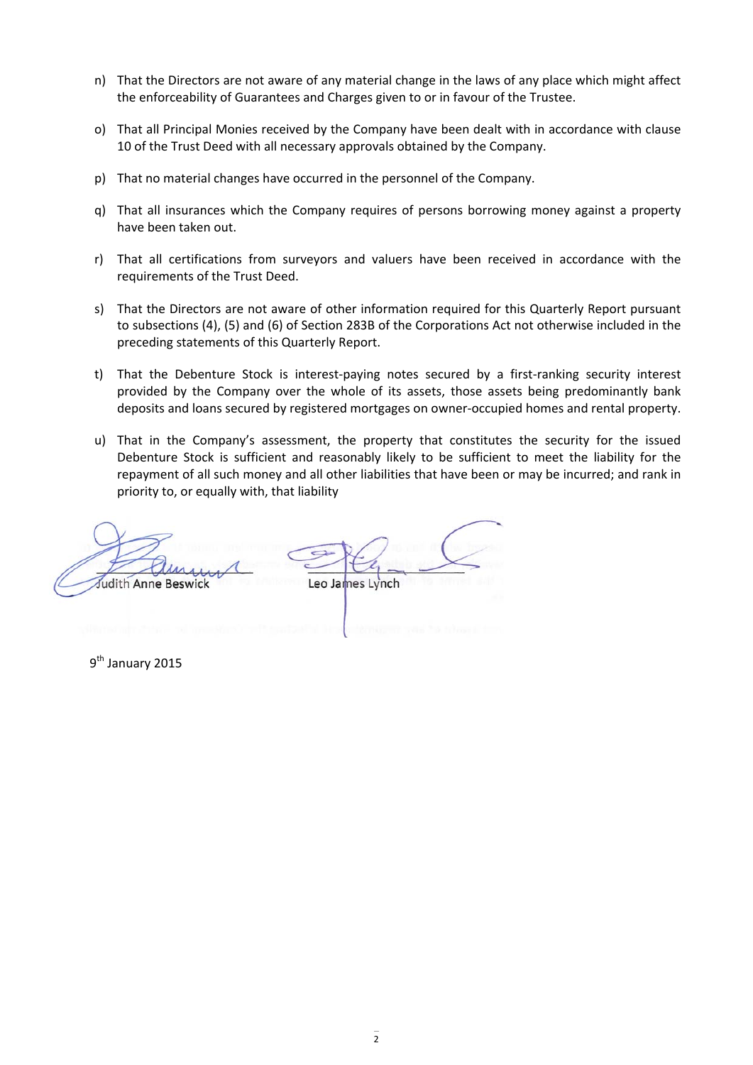n) That the Directors are not aware of any material change in the laws of any place which might affect the enforceability of Guarantees and Charges given to or in favour of the Trustee.

o) That all Principal Monies received by the Company have been dealt with in accordance with clause 10 of the Trust Deed with all necessary approvals obtained by the Company.

p) That no material changes have occurred in the personnel of the Company.

q) That all insurances which the Company requires of persons borrowing money against a property have been taken out.

r) That all certifications from surveyors and valuers have been received in accordance with the requirements of the Trust Deed.

s) That the Directors are not aware of other information required for this Quarterly Report pursuant to subsections (4), (5) and (6) of Section 283B of the Corporations Act not otherwise included in the preceding statements of this Quarterly Report.

t) That the Debenture Stock is interest-paying notes secured by a first-ranking security interest provided by the Company over the whole of its assets, those assets being predominantly bank deposits and loans secured by registered mortgages on owner-occupied homes and rental property.

u) That in the Company's assessment, the property that constitutes the security for the issued Debenture Stock is sufficient and reasonably likely to be sufficient to meet the liability for the repayment of all such money and all other liabilities that have been or may be incurred; and rank in priority to, or equally with, that liability

Judith Anne Beswick

Leo James Lynch

9th January 2015